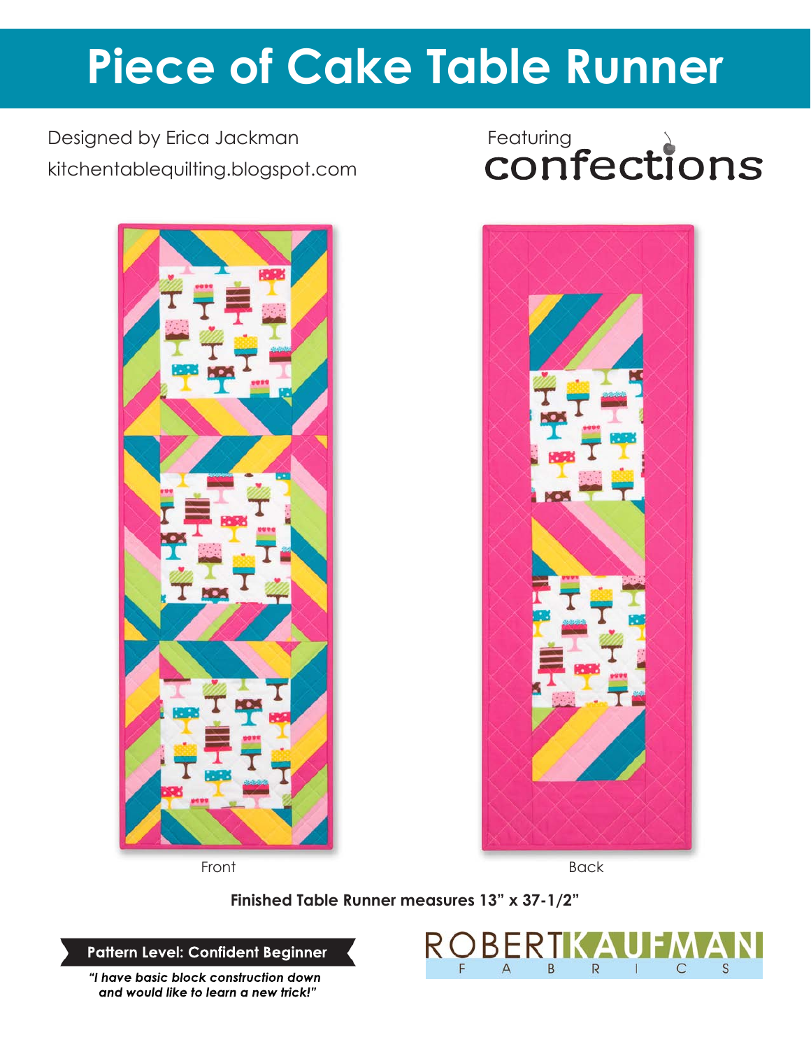# Piece of Cake Table Runner

Designed by Erica Jackman
kitchentablequilting.blogspot.com

Featuring confections

Front

Back

**Finished Table Runner measures 13" x 37-1/2"**

**Pattern Level: Confident Beginner**

***"I have basic block construction down and would like to learn a new trick!"***

ROBERT KAUFMAN FABRICS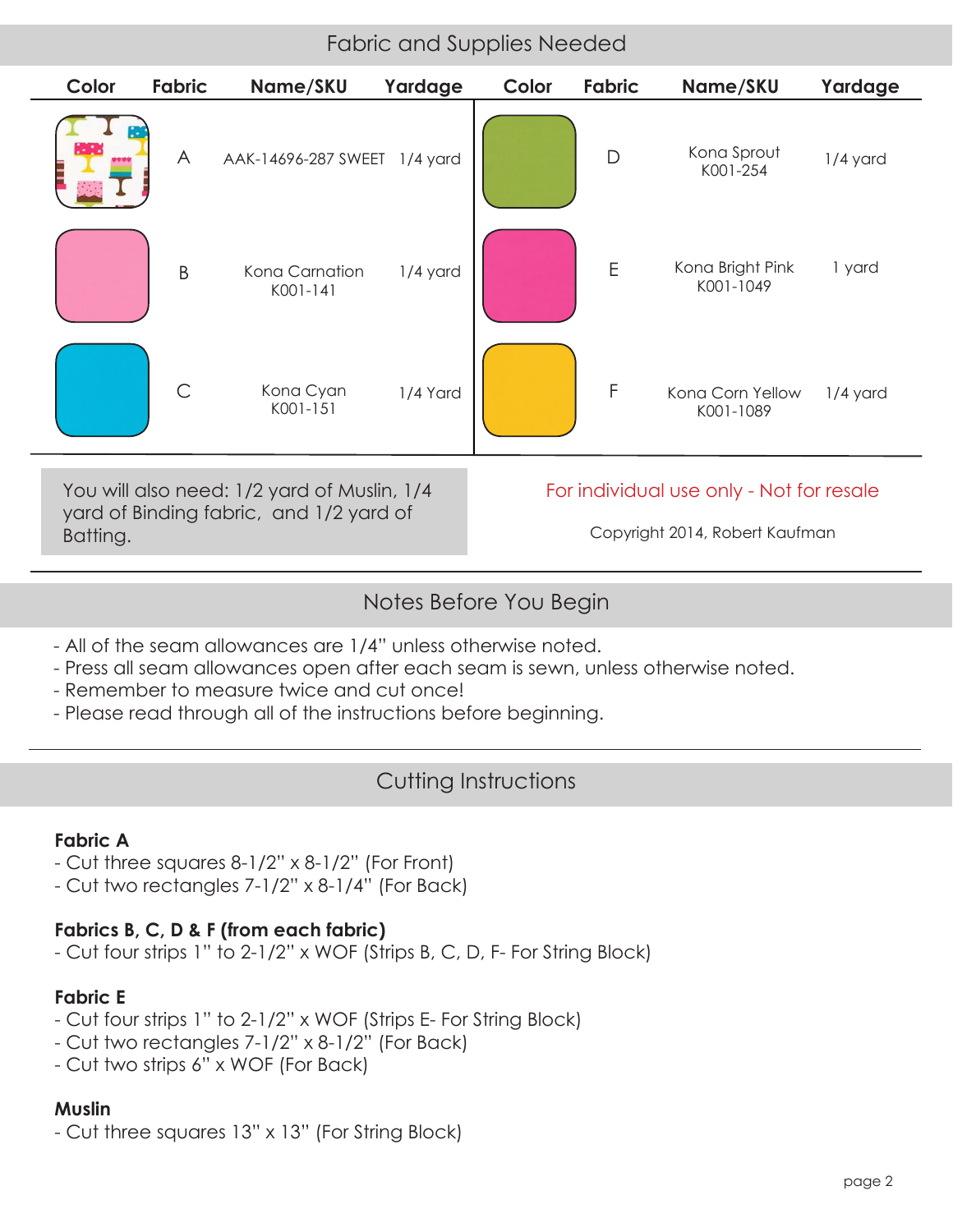## Fabric and Supplies Needed

| Color | Fabric | Name/SKU | Yardage | Color | Fabric | Name/SKU | Yardage |
|---|---|---|---|---|---|---|---|
| | A | AAK-14696-287 SWEET | 1/4 yard | | D | Kona Sprout K001-254 | 1/4 yard |
| | B | Kona Carnation K001-141 | 1/4 yard | | E | Kona Bright Pink K001-1049 | 1 yard |
| | C | Kona Cyan K001-151 | 1/4 Yard | | F | Kona Corn Yellow K001-1089 | 1/4 yard |

You will also need: 1/2 yard of Muslin, 1/4 yard of Binding fabric, and 1/2 yard of Batting.

For individual use only - Not for resale

Copyright 2014, Robert Kaufman

## Notes Before You Begin

- All of the seam allowances are 1/4" unless otherwise noted.
- Press all seam allowances open after each seam is sewn, unless otherwise noted.
- Remember to measure twice and cut once!
- Please read through all of the instructions before beginning.

## Cutting Instructions

**Fabric A**
- Cut three squares 8-1/2" x 8-1/2" (For Front)
- Cut two rectangles 7-1/2" x 8-1/4" (For Back)

**Fabrics B, C, D & F (from each fabric)**
- Cut four strips 1" to 2-1/2" x WOF (Strips B, C, D, F- For String Block)

**Fabric E**
- Cut four strips 1" to 2-1/2" x WOF (Strips E- For String Block)
- Cut two rectangles 7-1/2" x 8-1/2" (For Back)
- Cut two strips 6" x WOF (For Back)

**Muslin**
- Cut three squares 13" x 13" (For String Block)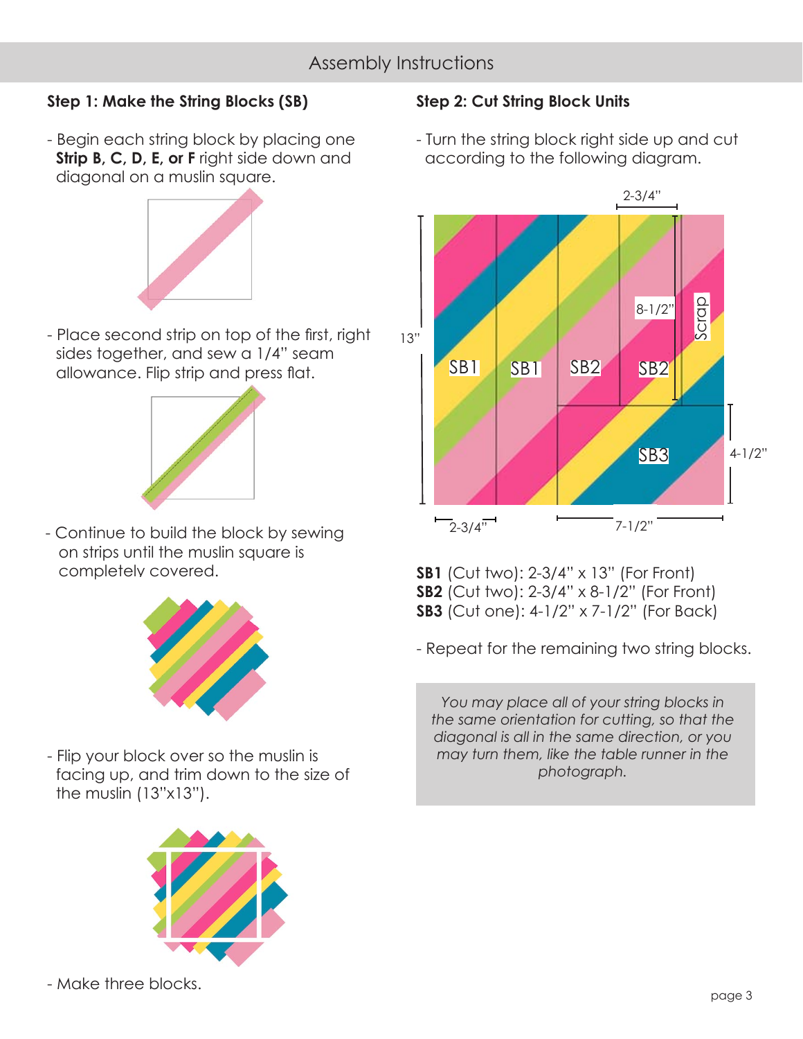## Assembly Instructions

### Step 1: Make the String Blocks (SB)

- Begin each string block by placing one **Strip B, C, D, E, or F** right side down and diagonal on a muslin square.

- Place second strip on top of the first, right sides together, and sew a 1/4" seam allowance. Flip strip and press flat.

- Continue to build the block by sewing on strips until the muslin square is completely covered.

- Flip your block over so the muslin is facing up, and trim down to the size of the muslin (13"x13").

- Make three blocks.

### Step 2: Cut String Block Units

- Turn the string block right side up and cut according to the following diagram.

**SB1** (Cut two): 2-3/4" x 13" (For Front)
**SB2** (Cut two): 2-3/4" x 8-1/2" (For Front)
**SB3** (Cut one): 4-1/2" x 7-1/2" (For Back)

- Repeat for the remaining two string blocks.

*You may place all of your string blocks in the same orientation for cutting, so that the diagonal is all in the same direction, or you may turn them, like the table runner in the photograph.*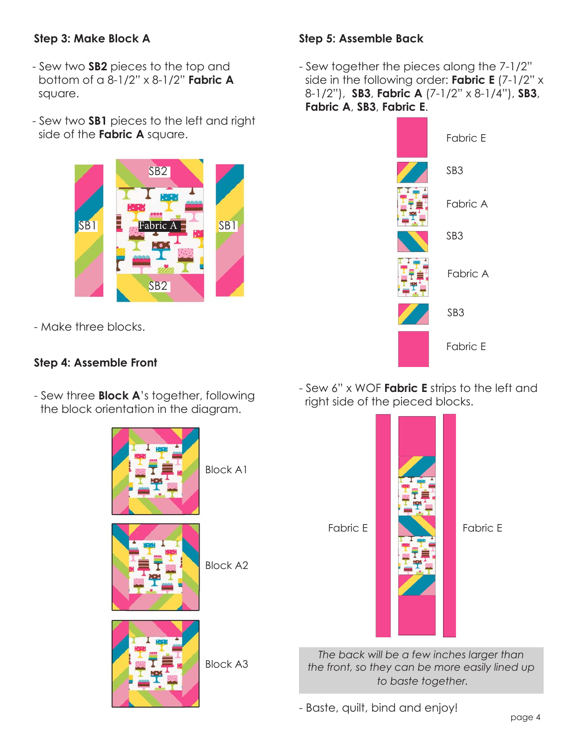### Step 3: Make Block A

- Sew two **SB2** pieces to the top and bottom of a 8-1/2" x 8-1/2" **Fabric A** square.
- Sew two **SB1** pieces to the left and right side of the **Fabric A** square.

SB1

SB2

Fabric A

SB2

SB1

- Make three blocks.

### Step 4: Assemble Front

- Sew three **Block A**'s together, following the block orientation in the diagram.

Block A1

Block A2

Block A3

### Step 5: Assemble Back

- Sew together the pieces along the 7-1/2" side in the following order: **Fabric E** (7-1/2" x 8-1/2"), **SB3**, **Fabric A** (7-1/2" x 8-1/4"), **SB3**, **Fabric A**, **SB3**, **Fabric E**.

Fabric E

SB3

Fabric A

SB3

Fabric A

SB3

Fabric E

- Sew 6" x WOF **Fabric E** strips to the left and right side of the pieced blocks.

Fabric E

Fabric E

*The back will be a few inches larger than the front, so they can be more easily lined up to baste together.*

- Baste, quilt, bind and enjoy!